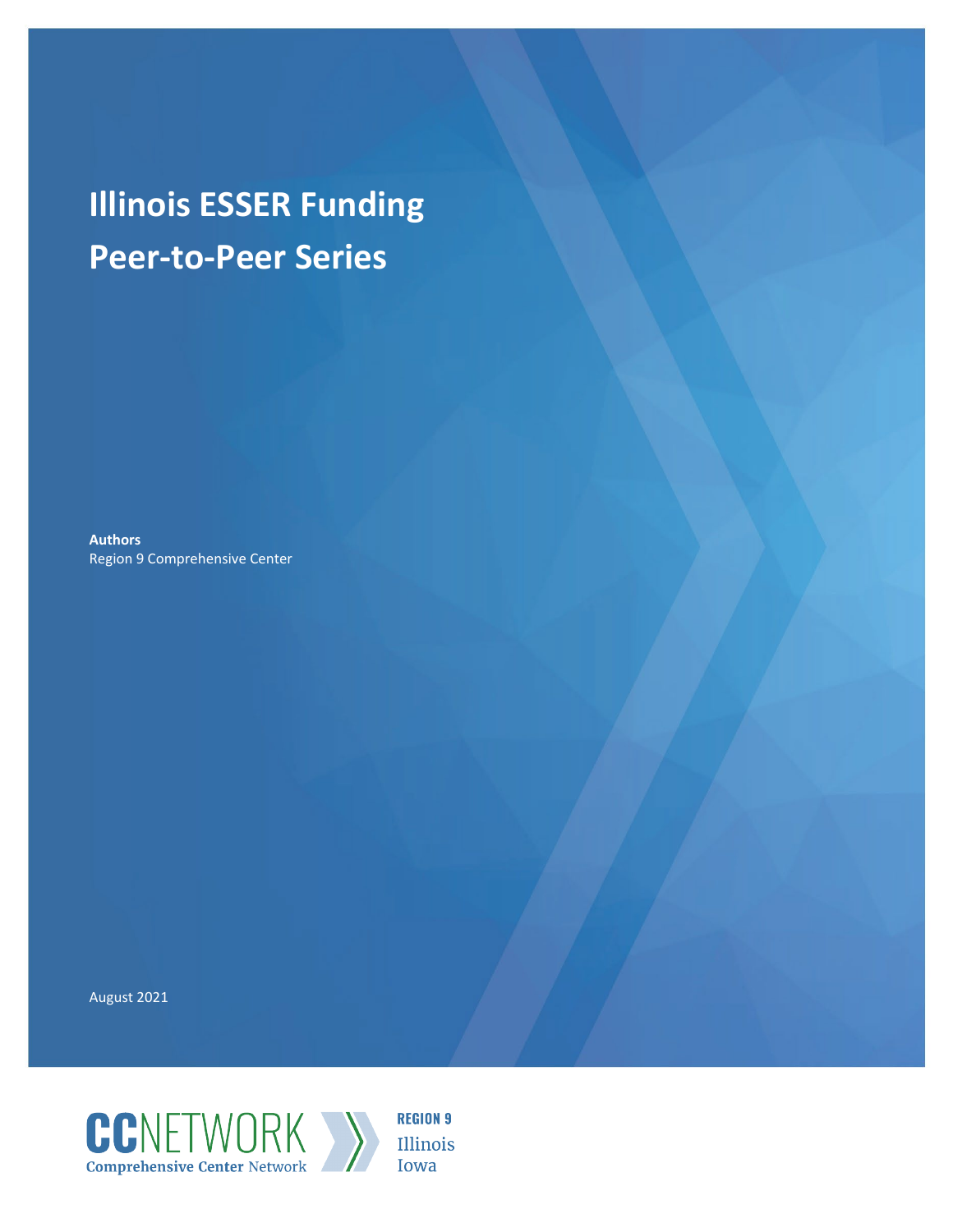# Illinois ESSER Funding Peer-to-Peer Series

**Authors**
Region 9 Comprehensive Center

August 2021

CCNETWORK
Comprehensive Center Network

REGION 9
Illinois
Iowa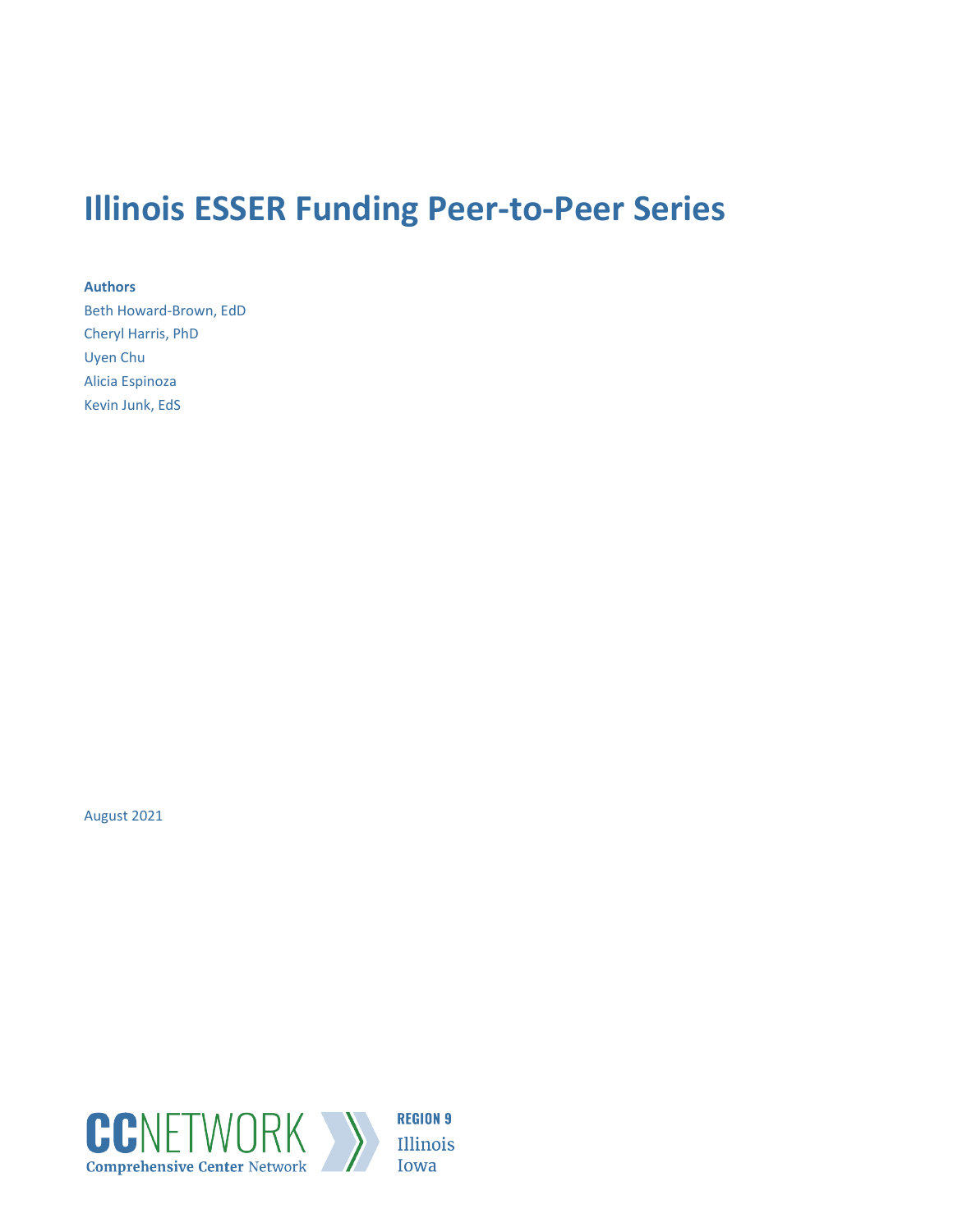# Illinois ESSER Funding Peer-to-Peer Series

**Authors**

Beth Howard-Brown, EdD
Cheryl Harris, PhD
Uyen Chu
Alicia Espinoza
Kevin Junk, EdS

August 2021

CCNETWORK Comprehensive Center Network

REGION 9
Illinois
Iowa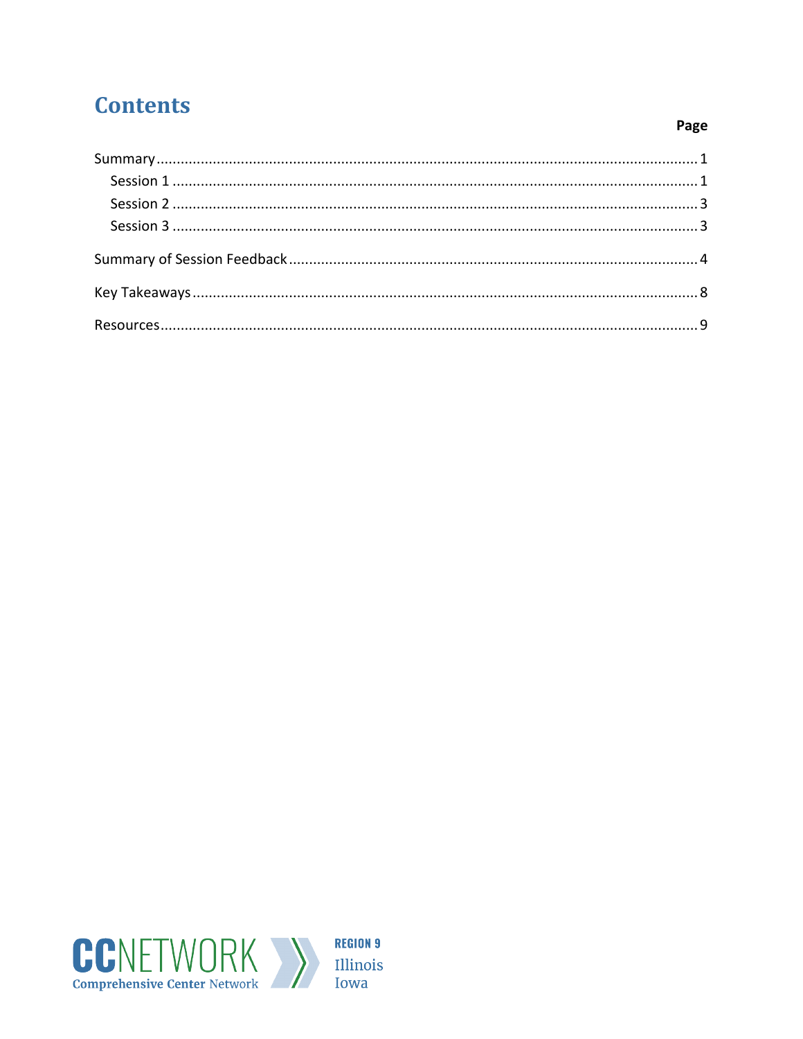# Contents

| | Page |
|---|---|
| Summary | 1 |
| Session 1 | 1 |
| Session 2 | 3 |
| Session 3 | 3 |
| Summary of Session Feedback | 4 |
| Key Takeaways | 8 |
| Resources | 9 |

CCNETWORK Comprehensive Center Network

REGION 9 Illinois Iowa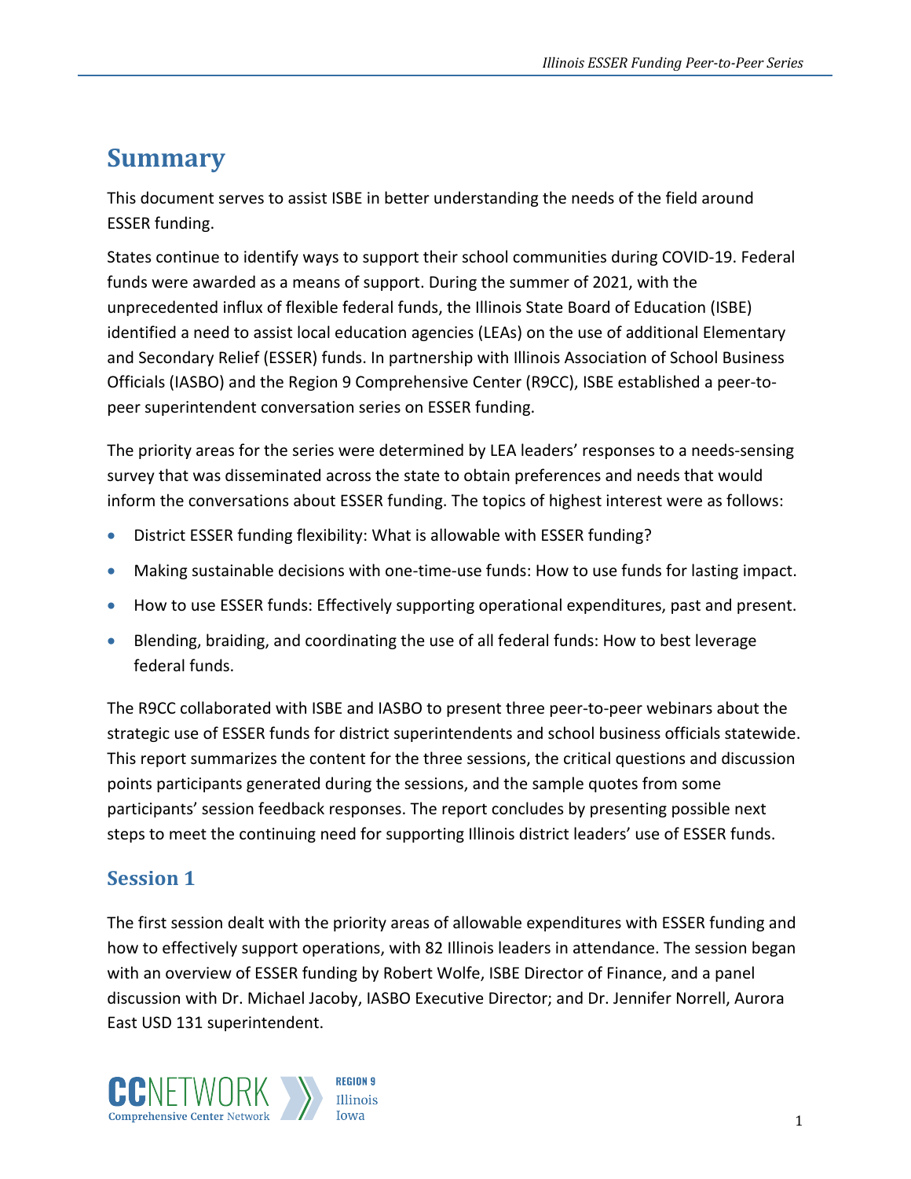# Summary

This document serves to assist ISBE in better understanding the needs of the field around ESSER funding.

States continue to identify ways to support their school communities during COVID-19. Federal funds were awarded as a means of support. During the summer of 2021, with the unprecedented influx of flexible federal funds, the Illinois State Board of Education (ISBE) identified a need to assist local education agencies (LEAs) on the use of additional Elementary and Secondary Relief (ESSER) funds. In partnership with Illinois Association of School Business Officials (IASBO) and the Region 9 Comprehensive Center (R9CC), ISBE established a peer-to-peer superintendent conversation series on ESSER funding.

The priority areas for the series were determined by LEA leaders' responses to a needs-sensing survey that was disseminated across the state to obtain preferences and needs that would inform the conversations about ESSER funding. The topics of highest interest were as follows:

- District ESSER funding flexibility: What is allowable with ESSER funding?
- Making sustainable decisions with one-time-use funds: How to use funds for lasting impact.
- How to use ESSER funds: Effectively supporting operational expenditures, past and present.
- Blending, braiding, and coordinating the use of all federal funds: How to best leverage federal funds.

The R9CC collaborated with ISBE and IASBO to present three peer-to-peer webinars about the strategic use of ESSER funds for district superintendents and school business officials statewide. This report summarizes the content for the three sessions, the critical questions and discussion points participants generated during the sessions, and the sample quotes from some participants' session feedback responses. The report concludes by presenting possible next steps to meet the continuing need for supporting Illinois district leaders' use of ESSER funds.

## Session 1

The first session dealt with the priority areas of allowable expenditures with ESSER funding and how to effectively support operations, with 82 Illinois leaders in attendance. The session began with an overview of ESSER funding by Robert Wolfe, ISBE Director of Finance, and a panel discussion with Dr. Michael Jacoby, IASBO Executive Director; and Dr. Jennifer Norrell, Aurora East USD 131 superintendent.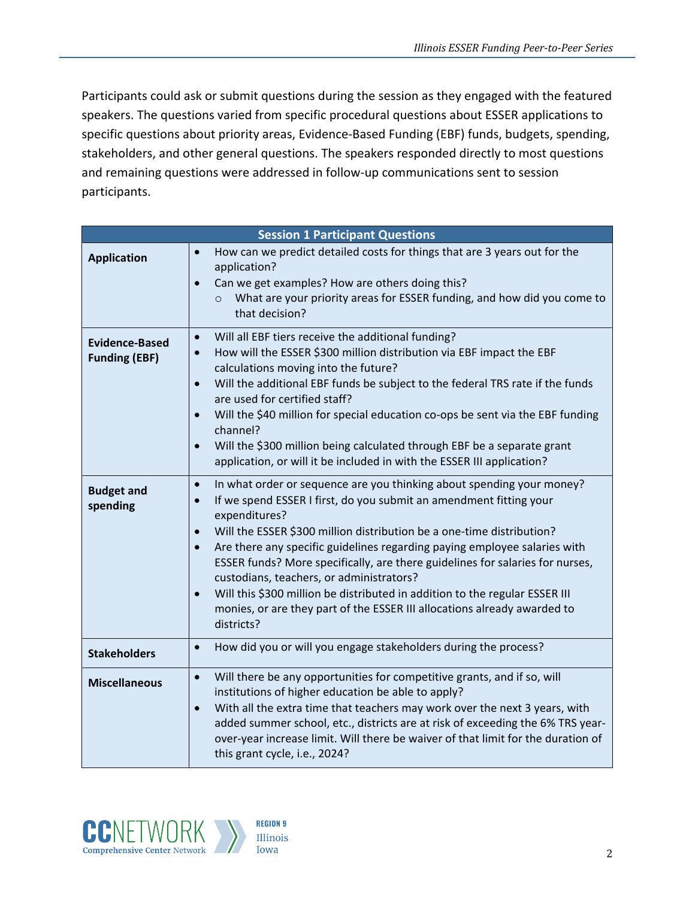Participants could ask or submit questions during the session as they engaged with the featured speakers. The questions varied from specific procedural questions about ESSER applications to specific questions about priority areas, Evidence-Based Funding (EBF) funds, budgets, spending, stakeholders, and other general questions. The speakers responded directly to most questions and remaining questions were addressed in follow-up communications sent to session participants.

| Session 1 Participant Questions | |
|---|---|
| **Application** | • How can we predict detailed costs for things that are 3 years out for the application?<br>• Can we get examples? How are others doing this?<br>  ○ What are your priority areas for ESSER funding, and how did you come to that decision? |
| **Evidence-Based Funding (EBF)** | • Will all EBF tiers receive the additional funding?<br>• How will the ESSER $300 million distribution via EBF impact the EBF calculations moving into the future?<br>• Will the additional EBF funds be subject to the federal TRS rate if the funds are used for certified staff?<br>• Will the $40 million for special education co-ops be sent via the EBF funding channel?<br>• Will the $300 million being calculated through EBF be a separate grant application, or will it be included in with the ESSER III application? |
| **Budget and spending** | • In what order or sequence are you thinking about spending your money?<br>• If we spend ESSER I first, do you submit an amendment fitting your expenditures?<br>• Will the ESSER $300 million distribution be a one-time distribution?<br>• Are there any specific guidelines regarding paying employee salaries with ESSER funds? More specifically, are there guidelines for salaries for nurses, custodians, teachers, or administrators?<br>• Will this $300 million be distributed in addition to the regular ESSER III monies, or are they part of the ESSER III allocations already awarded to districts? |
| **Stakeholders** | • How did you or will you engage stakeholders during the process? |
| **Miscellaneous** | • Will there be any opportunities for competitive grants, and if so, will institutions of higher education be able to apply?<br>• With all the extra time that teachers may work over the next 3 years, with added summer school, etc., districts are at risk of exceeding the 6% TRS year-over-year increase limit. Will there be waiver of that limit for the duration of this grant cycle, i.e., 2024? |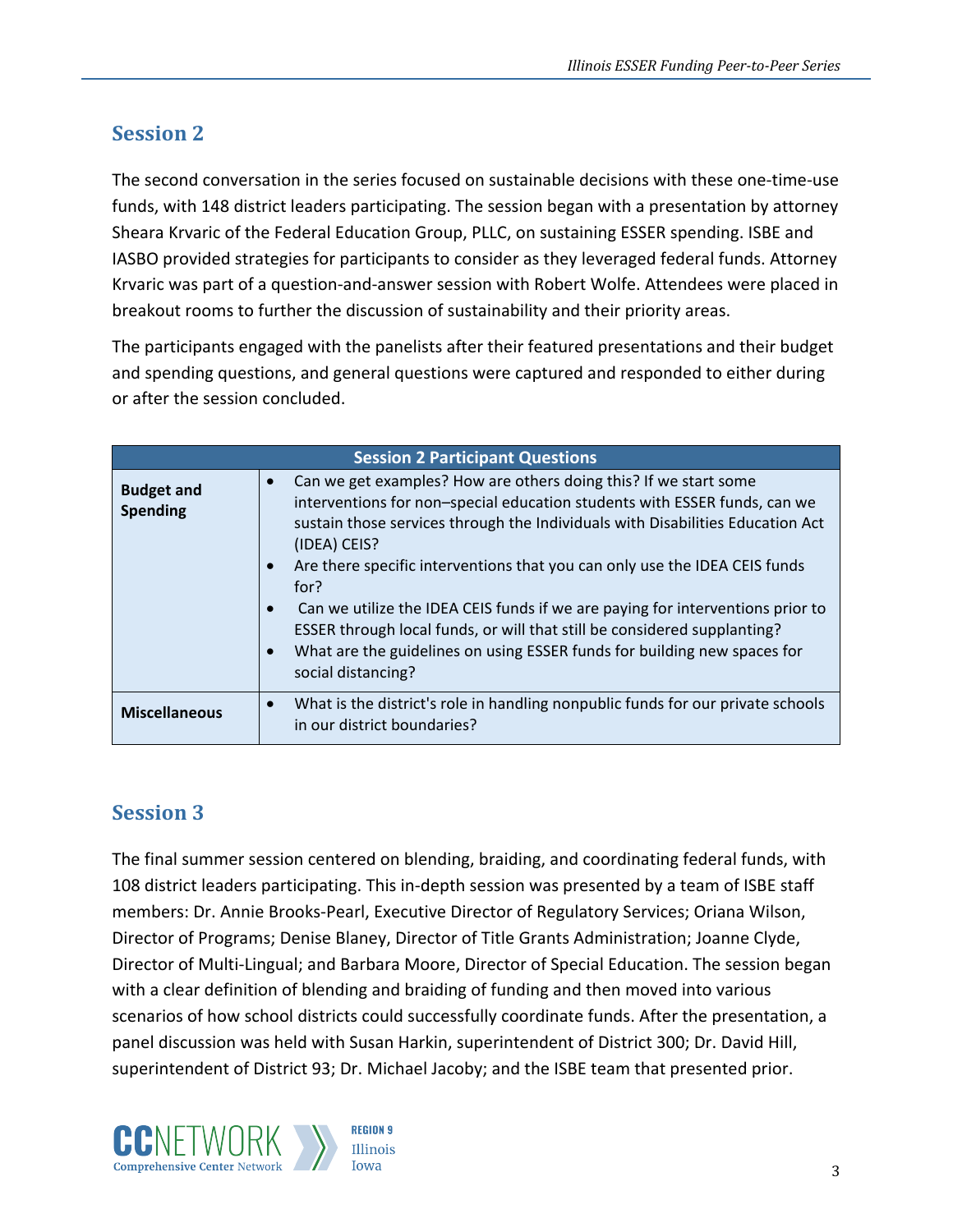## Session 2

The second conversation in the series focused on sustainable decisions with these one-time-use funds, with 148 district leaders participating. The session began with a presentation by attorney Sheara Krvaric of the Federal Education Group, PLLC, on sustaining ESSER spending. ISBE and IASBO provided strategies for participants to consider as they leveraged federal funds. Attorney Krvaric was part of a question-and-answer session with Robert Wolfe. Attendees were placed in breakout rooms to further the discussion of sustainability and their priority areas.

The participants engaged with the panelists after their featured presentations and their budget and spending questions, and general questions were captured and responded to either during or after the session concluded.

| Session 2 Participant Questions | |
|---|---|
| **Budget and Spending** | • Can we get examples? How are others doing this? If we start some interventions for non–special education students with ESSER funds, can we sustain those services through the Individuals with Disabilities Education Act (IDEA) CEIS?<br>• Are there specific interventions that you can only use the IDEA CEIS funds for?<br>• Can we utilize the IDEA CEIS funds if we are paying for interventions prior to ESSER through local funds, or will that still be considered supplanting?<br>• What are the guidelines on using ESSER funds for building new spaces for social distancing? |
| **Miscellaneous** | • What is the district's role in handling nonpublic funds for our private schools in our district boundaries? |

## Session 3

The final summer session centered on blending, braiding, and coordinating federal funds, with 108 district leaders participating. This in-depth session was presented by a team of ISBE staff members: Dr. Annie Brooks-Pearl, Executive Director of Regulatory Services; Oriana Wilson, Director of Programs; Denise Blaney, Director of Title Grants Administration; Joanne Clyde, Director of Multi-Lingual; and Barbara Moore, Director of Special Education. The session began with a clear definition of blending and braiding of funding and then moved into various scenarios of how school districts could successfully coordinate funds. After the presentation, a panel discussion was held with Susan Harkin, superintendent of District 300; Dr. David Hill, superintendent of District 93; Dr. Michael Jacoby; and the ISBE team that presented prior.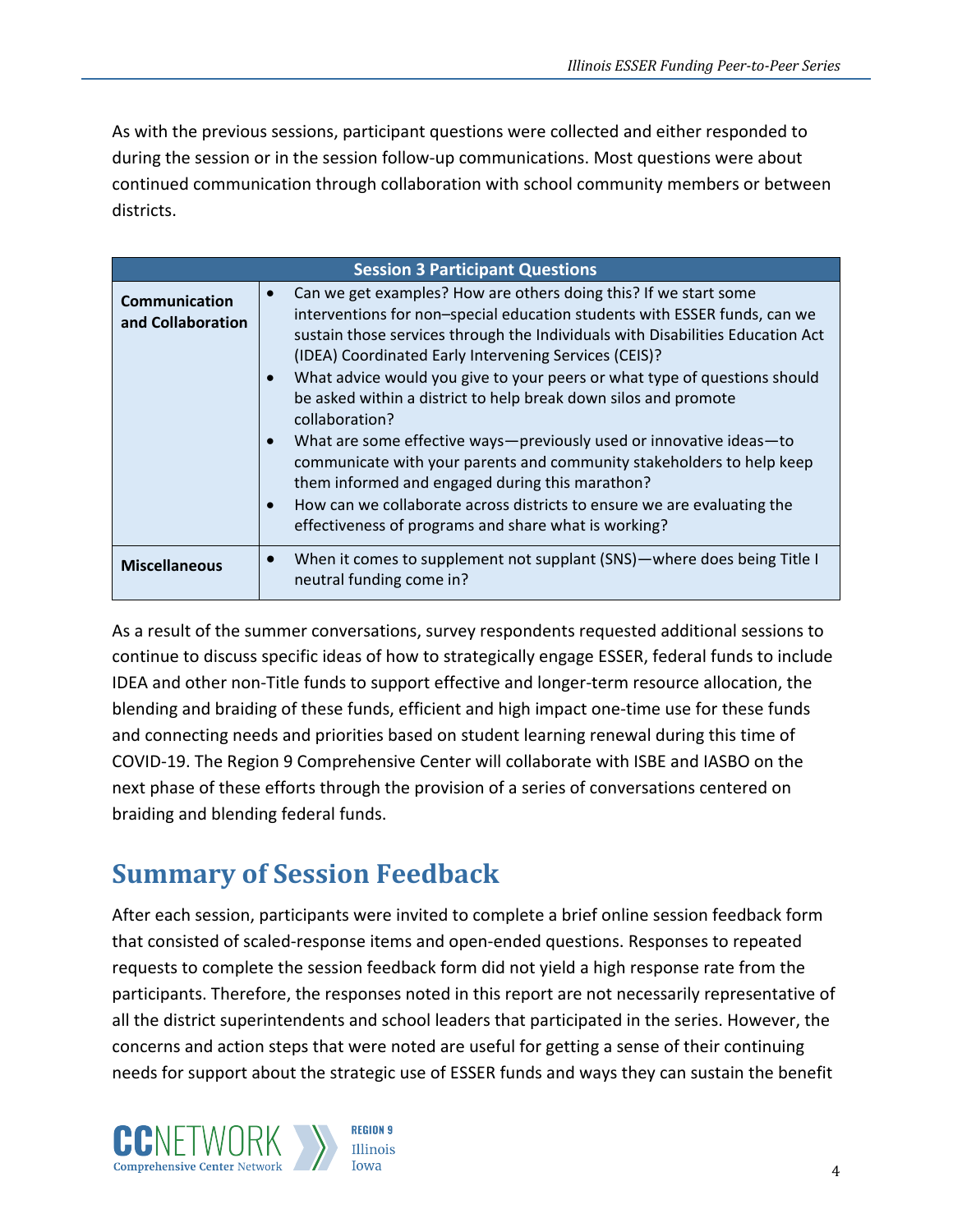As with the previous sessions, participant questions were collected and either responded to during the session or in the session follow-up communications. Most questions were about continued communication through collaboration with school community members or between districts.

| Session 3 Participant Questions | |
|---|---|
| **Communication and Collaboration** | • Can we get examples? How are others doing this? If we start some interventions for non–special education students with ESSER funds, can we sustain those services through the Individuals with Disabilities Education Act (IDEA) Coordinated Early Intervening Services (CEIS)?<br>• What advice would you give to your peers or what type of questions should be asked within a district to help break down silos and promote collaboration?<br>• What are some effective ways—previously used or innovative ideas—to communicate with your parents and community stakeholders to help keep them informed and engaged during this marathon?<br>• How can we collaborate across districts to ensure we are evaluating the effectiveness of programs and share what is working? |
| **Miscellaneous** | • When it comes to supplement not supplant (SNS)—where does being Title I neutral funding come in? |

As a result of the summer conversations, survey respondents requested additional sessions to continue to discuss specific ideas of how to strategically engage ESSER, federal funds to include IDEA and other non-Title funds to support effective and longer-term resource allocation, the blending and braiding of these funds, efficient and high impact one-time use for these funds and connecting needs and priorities based on student learning renewal during this time of COVID-19. The Region 9 Comprehensive Center will collaborate with ISBE and IASBO on the next phase of these efforts through the provision of a series of conversations centered on braiding and blending federal funds.

## Summary of Session Feedback

After each session, participants were invited to complete a brief online session feedback form that consisted of scaled-response items and open-ended questions. Responses to repeated requests to complete the session feedback form did not yield a high response rate from the participants. Therefore, the responses noted in this report are not necessarily representative of all the district superintendents and school leaders that participated in the series. However, the concerns and action steps that were noted are useful for getting a sense of their continuing needs for support about the strategic use of ESSER funds and ways they can sustain the benefit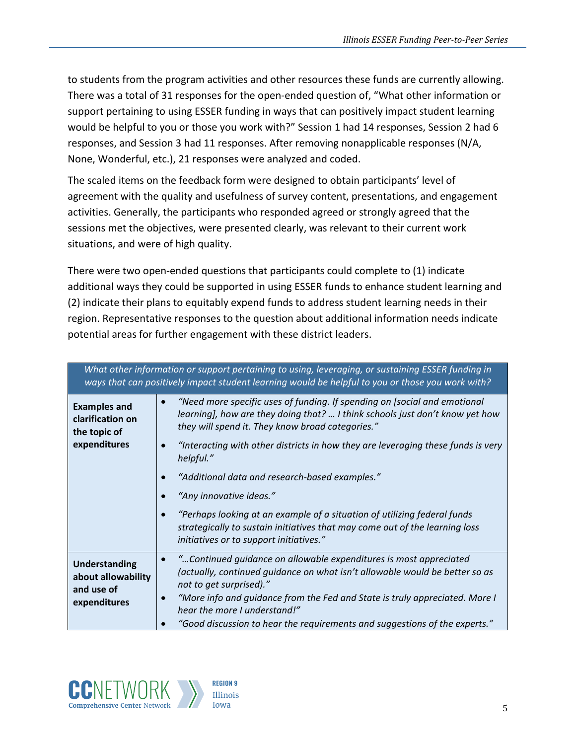to students from the program activities and other resources these funds are currently allowing. There was a total of 31 responses for the open-ended question of, "What other information or support pertaining to using ESSER funding in ways that can positively impact student learning would be helpful to you or those you work with?" Session 1 had 14 responses, Session 2 had 6 responses, and Session 3 had 11 responses. After removing nonapplicable responses (N/A, None, Wonderful, etc.), 21 responses were analyzed and coded.

The scaled items on the feedback form were designed to obtain participants' level of agreement with the quality and usefulness of survey content, presentations, and engagement activities. Generally, the participants who responded agreed or strongly agreed that the sessions met the objectives, were presented clearly, was relevant to their current work situations, and were of high quality.

There were two open-ended questions that participants could complete to (1) indicate additional ways they could be supported in using ESSER funds to enhance student learning and (2) indicate their plans to equitably expend funds to address student learning needs in their region. Representative responses to the question about additional information needs indicate potential areas for further engagement with these district leaders.

| *What other information or support pertaining to using, leveraging, or sustaining ESSER funding in ways that can positively impact student learning would be helpful to you or those you work with?* | |
|---|---|
| **Examples and clarification on the topic of expenditures** | • *"Need more specific uses of funding. If spending on [social and emotional learning], how are they doing that? … I think schools just don't know yet how they will spend it. They know broad categories."*<br>• *"Interacting with other districts in how they are leveraging these funds is very helpful."*<br>• *"Additional data and research-based examples."*<br>• *"Any innovative ideas."*<br>• *"Perhaps looking at an example of a situation of utilizing federal funds strategically to sustain initiatives that may come out of the learning loss initiatives or to support initiatives."* |
| **Understanding about allowability and use of expenditures** | • *"…Continued guidance on allowable expenditures is most appreciated (actually, continued guidance on what isn't allowable would be better so as not to get surprised)."*<br>• *"More info and guidance from the Fed and State is truly appreciated. More I hear the more I understand!"*<br>• *"Good discussion to hear the requirements and suggestions of the experts."* |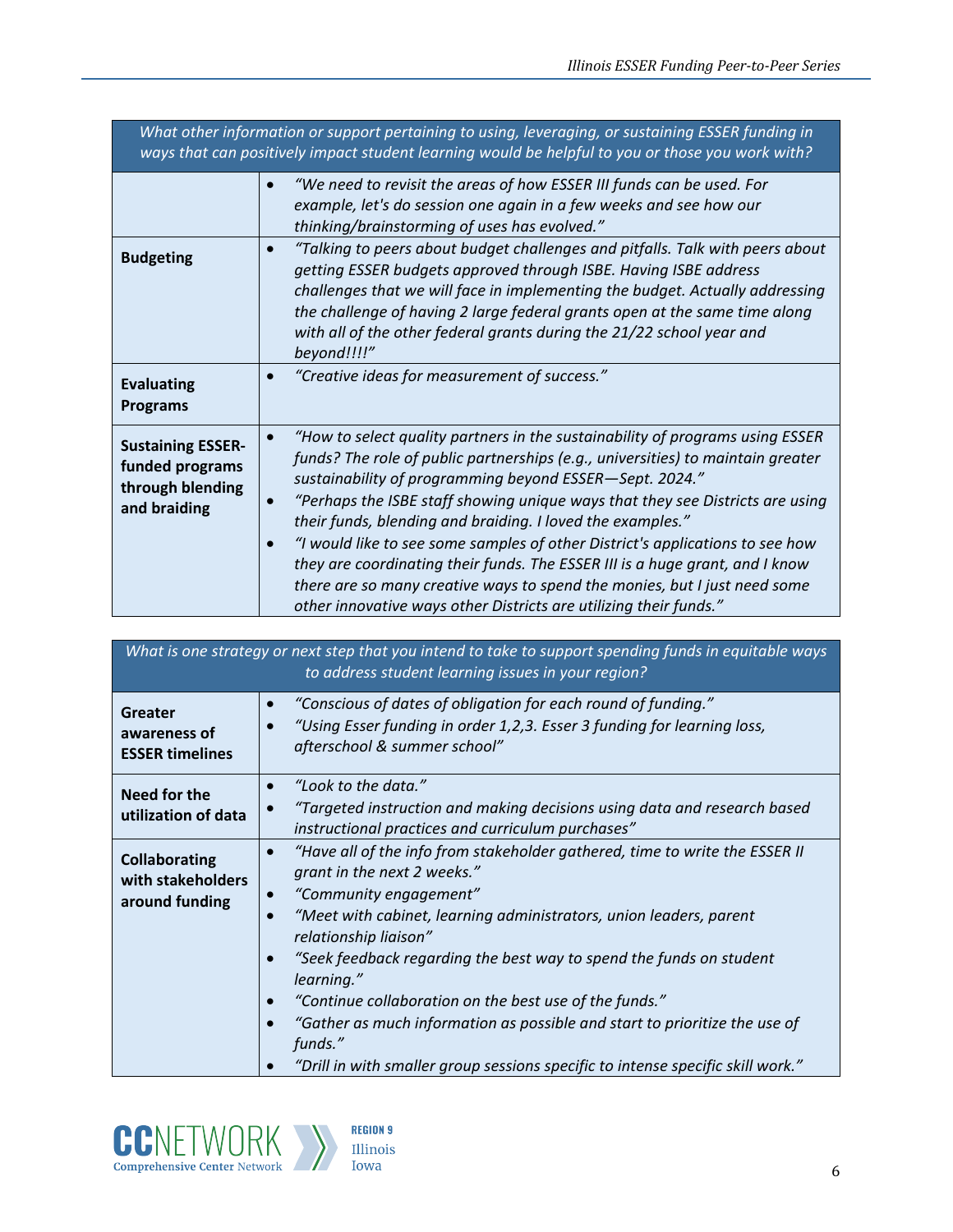| What other information or support pertaining to using, leveraging, or sustaining ESSER funding in ways that can positively impact student learning would be helpful to you or those you work with? | |
|---|---|
| | • *"We need to revisit the areas of how ESSER III funds can be used. For example, let's do session one again in a few weeks and see how our thinking/brainstorming of uses has evolved."* |
| **Budgeting** | • *"Talking to peers about budget challenges and pitfalls. Talk with peers about getting ESSER budgets approved through ISBE. Having ISBE address challenges that we will face in implementing the budget. Actually addressing the challenge of having 2 large federal grants open at the same time along with all of the other federal grants during the 21/22 school year and beyond!!!!"* |
| **Evaluating Programs** | • *"Creative ideas for measurement of success."* |
| **Sustaining ESSER-funded programs through blending and braiding** | • *"How to select quality partners in the sustainability of programs using ESSER funds? The role of public partnerships (e.g., universities) to maintain greater sustainability of programming beyond ESSER—Sept. 2024."*<br>• *"Perhaps the ISBE staff showing unique ways that they see Districts are using their funds, blending and braiding. I loved the examples."*<br>• *"I would like to see some samples of other District's applications to see how they are coordinating their funds. The ESSER III is a huge grant, and I know there are so many creative ways to spend the monies, but I just need some other innovative ways other Districts are utilizing their funds."* |

| What is one strategy or next step that you intend to take to support spending funds in equitable ways to address student learning issues in your region? | |
|---|---|
| **Greater awareness of ESSER timelines** | • *"Conscious of dates of obligation for each round of funding."*<br>• *"Using Esser funding in order 1,2,3. Esser 3 funding for learning loss, afterschool & summer school"* |
| **Need for the utilization of data** | • *"Look to the data."*<br>• *"Targeted instruction and making decisions using data and research based instructional practices and curriculum purchases"* |
| **Collaborating with stakeholders around funding** | • *"Have all of the info from stakeholder gathered, time to write the ESSER II grant in the next 2 weeks."*<br>• *"Community engagement"*<br>• *"Meet with cabinet, learning administrators, union leaders, parent relationship liaison"*<br>• *"Seek feedback regarding the best way to spend the funds on student learning."*<br>• *"Continue collaboration on the best use of the funds."*<br>• *"Gather as much information as possible and start to prioritize the use of funds."*<br>• *"Drill in with smaller group sessions specific to intense specific skill work."* |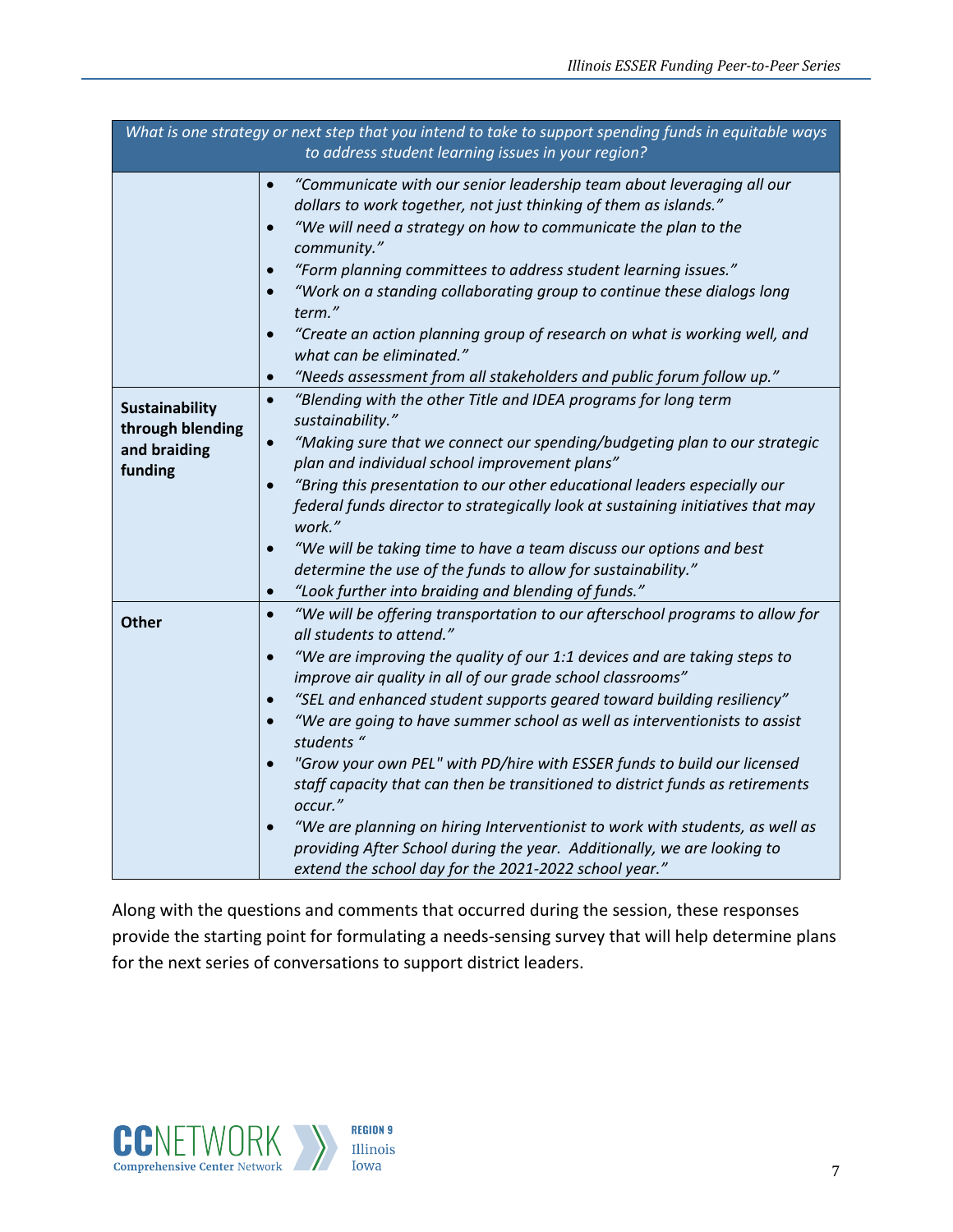| *What is one strategy or next step that you intend to take to support spending funds in equitable ways to address student learning issues in your region?* | |
|---|---|
| | • *"Communicate with our senior leadership team about leveraging all our dollars to work together, not just thinking of them as islands."*<br>• *"We will need a strategy on how to communicate the plan to the community."*<br>• *"Form planning committees to address student learning issues."*<br>• *"Work on a standing collaborating group to continue these dialogs long term."*<br>• *"Create an action planning group of research on what is working well, and what can be eliminated."*<br>• *"Needs assessment from all stakeholders and public forum follow up."* |
| **Sustainability through blending and braiding funding** | • *"Blending with the other Title and IDEA programs for long term sustainability."*<br>• *"Making sure that we connect our spending/budgeting plan to our strategic plan and individual school improvement plans"*<br>• *"Bring this presentation to our other educational leaders especially our federal funds director to strategically look at sustaining initiatives that may work."*<br>• *"We will be taking time to have a team discuss our options and best determine the use of the funds to allow for sustainability."*<br>• *"Look further into braiding and blending of funds."* |
| **Other** | • *"We will be offering transportation to our afterschool programs to allow for all students to attend."*<br>• *"We are improving the quality of our 1:1 devices and are taking steps to improve air quality in all of our grade school classrooms"*<br>• *"SEL and enhanced student supports geared toward building resiliency"*<br>• *"We are going to have summer school as well as interventionists to assist students "*<br>• *"Grow your own PEL" with PD/hire with ESSER funds to build our licensed staff capacity that can then be transitioned to district funds as retirements occur."*<br>• *"We are planning on hiring Interventionist to work with students, as well as providing After School during the year. Additionally, we are looking to extend the school day for the 2021-2022 school year."* |

Along with the questions and comments that occurred during the session, these responses provide the starting point for formulating a needs-sensing survey that will help determine plans for the next series of conversations to support district leaders.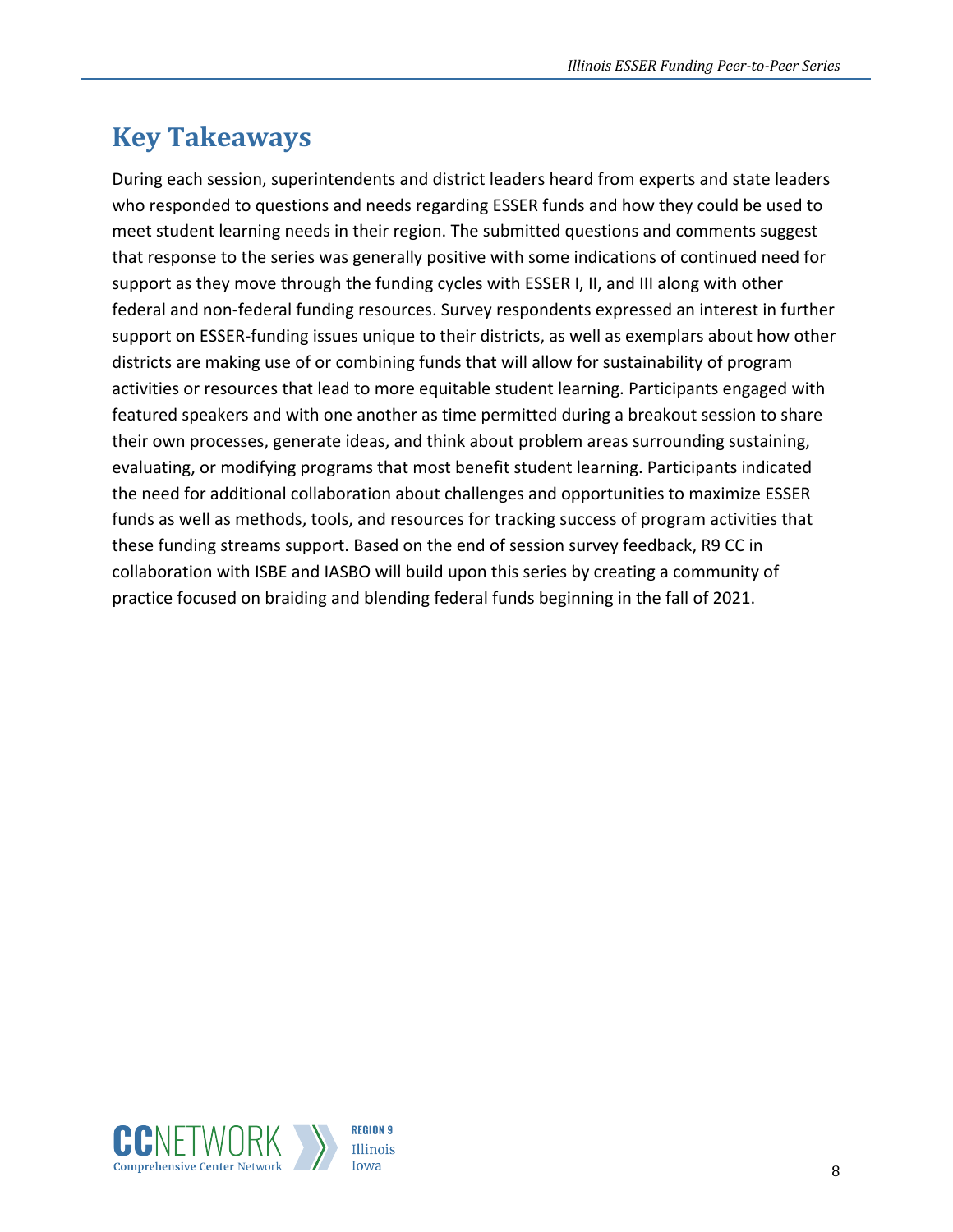## Key Takeaways

During each session, superintendents and district leaders heard from experts and state leaders who responded to questions and needs regarding ESSER funds and how they could be used to meet student learning needs in their region. The submitted questions and comments suggest that response to the series was generally positive with some indications of continued need for support as they move through the funding cycles with ESSER I, II, and III along with other federal and non-federal funding resources. Survey respondents expressed an interest in further support on ESSER-funding issues unique to their districts, as well as exemplars about how other districts are making use of or combining funds that will allow for sustainability of program activities or resources that lead to more equitable student learning. Participants engaged with featured speakers and with one another as time permitted during a breakout session to share their own processes, generate ideas, and think about problem areas surrounding sustaining, evaluating, or modifying programs that most benefit student learning. Participants indicated the need for additional collaboration about challenges and opportunities to maximize ESSER funds as well as methods, tools, and resources for tracking success of program activities that these funding streams support. Based on the end of session survey feedback, R9 CC in collaboration with ISBE and IASBO will build upon this series by creating a community of practice focused on braiding and blending federal funds beginning in the fall of 2021.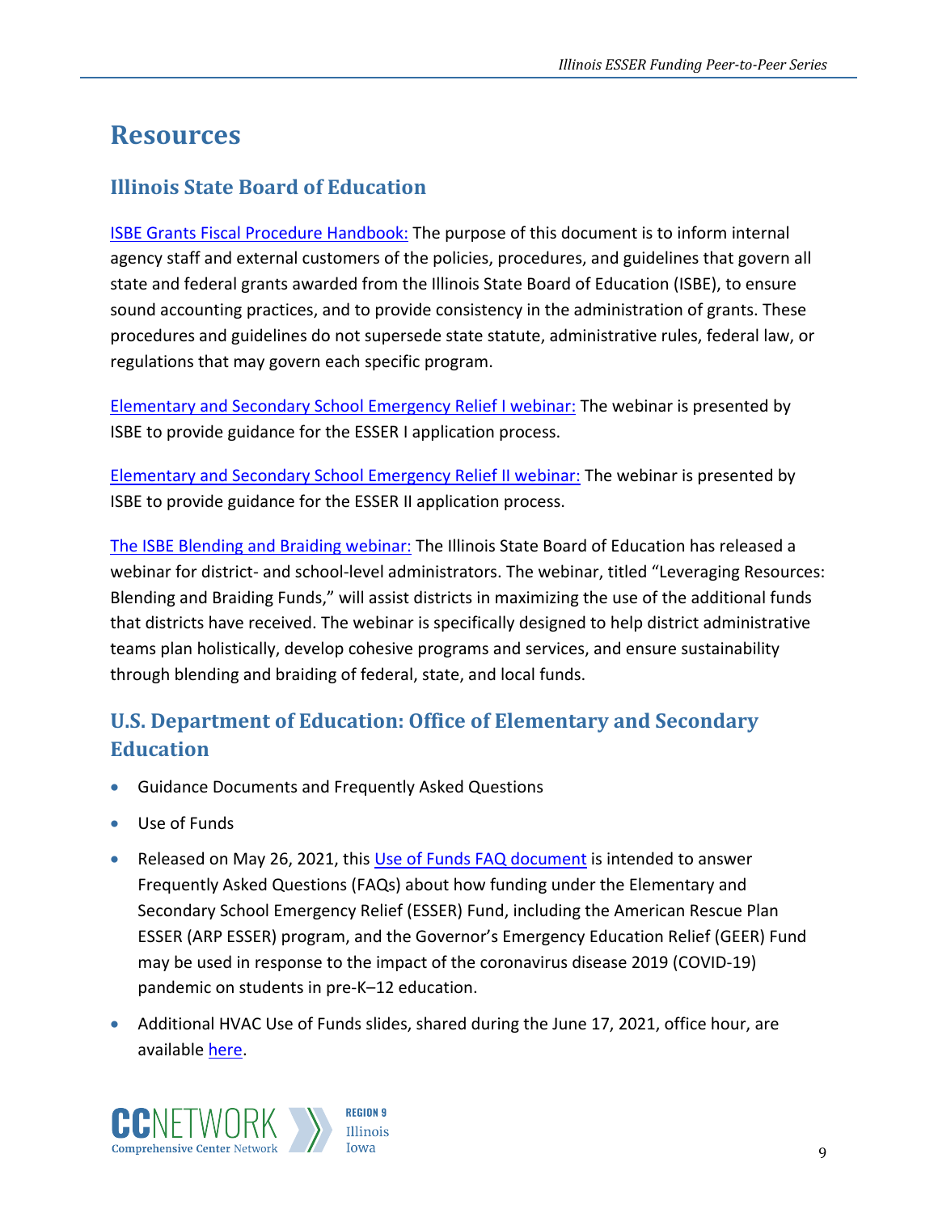# Resources

## Illinois State Board of Education

ISBE Grants Fiscal Procedure Handbook: The purpose of this document is to inform internal agency staff and external customers of the policies, procedures, and guidelines that govern all state and federal grants awarded from the Illinois State Board of Education (ISBE), to ensure sound accounting practices, and to provide consistency in the administration of grants. These procedures and guidelines do not supersede state statute, administrative rules, federal law, or regulations that may govern each specific program.

Elementary and Secondary School Emergency Relief I webinar: The webinar is presented by ISBE to provide guidance for the ESSER I application process.

Elementary and Secondary School Emergency Relief II webinar: The webinar is presented by ISBE to provide guidance for the ESSER II application process.

The ISBE Blending and Braiding webinar: The Illinois State Board of Education has released a webinar for district- and school-level administrators. The webinar, titled "Leveraging Resources: Blending and Braiding Funds," will assist districts in maximizing the use of the additional funds that districts have received. The webinar is specifically designed to help district administrative teams plan holistically, develop cohesive programs and services, and ensure sustainability through blending and braiding of federal, state, and local funds.

## U.S. Department of Education: Office of Elementary and Secondary Education

- Guidance Documents and Frequently Asked Questions
- Use of Funds
- Released on May 26, 2021, this Use of Funds FAQ document is intended to answer Frequently Asked Questions (FAQs) about how funding under the Elementary and Secondary School Emergency Relief (ESSER) Fund, including the American Rescue Plan ESSER (ARP ESSER) program, and the Governor's Emergency Education Relief (GEER) Fund may be used in response to the impact of the coronavirus disease 2019 (COVID-19) pandemic on students in pre-K–12 education.
- Additional HVAC Use of Funds slides, shared during the June 17, 2021, office hour, are available here.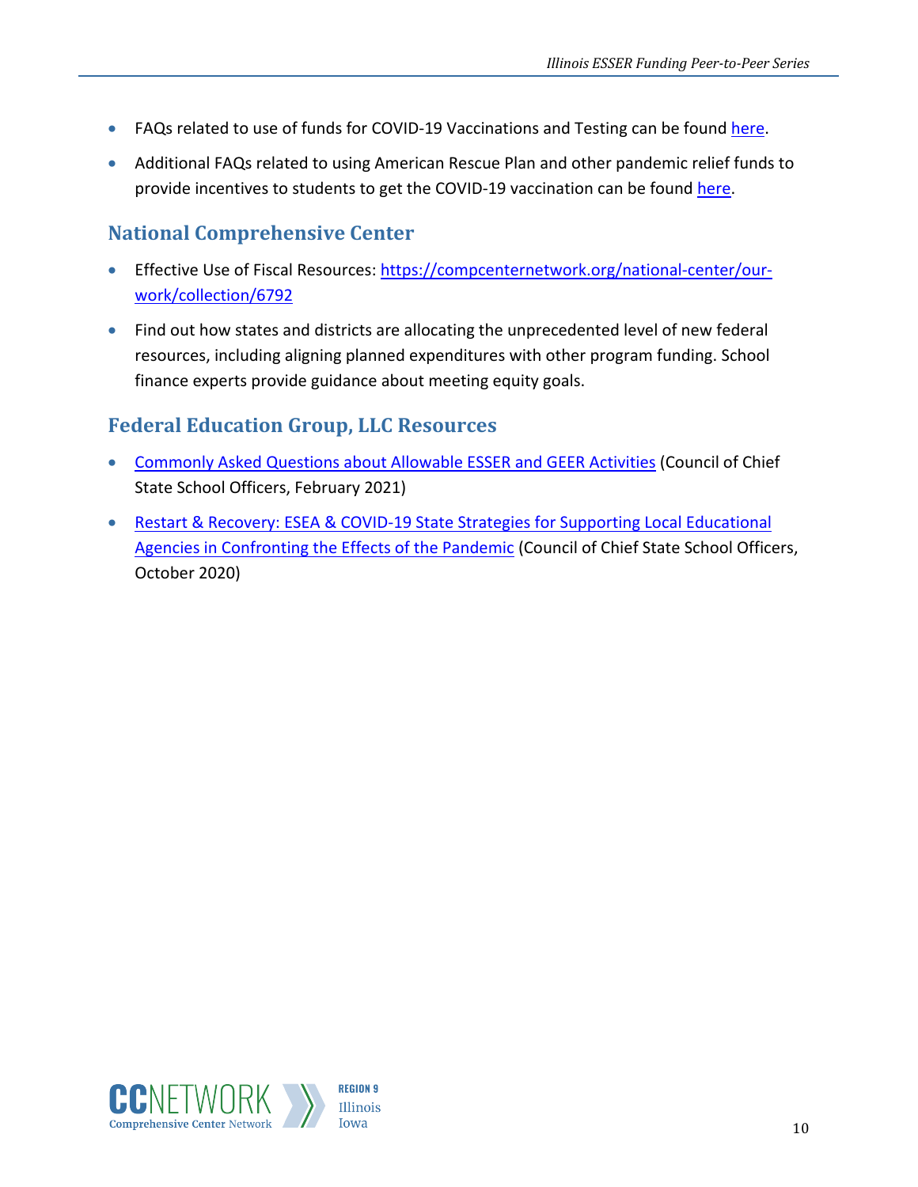- FAQs related to use of funds for COVID-19 Vaccinations and Testing can be found here.
- Additional FAQs related to using American Rescue Plan and other pandemic relief funds to provide incentives to students to get the COVID-19 vaccination can be found here.

## National Comprehensive Center

- Effective Use of Fiscal Resources: https://compcenternetwork.org/national-center/our-work/collection/6792
- Find out how states and districts are allocating the unprecedented level of new federal resources, including aligning planned expenditures with other program funding. School finance experts provide guidance about meeting equity goals.

## Federal Education Group, LLC Resources

- Commonly Asked Questions about Allowable ESSER and GEER Activities (Council of Chief State School Officers, February 2021)
- Restart & Recovery: ESEA & COVID-19 State Strategies for Supporting Local Educational Agencies in Confronting the Effects of the Pandemic (Council of Chief State School Officers, October 2020)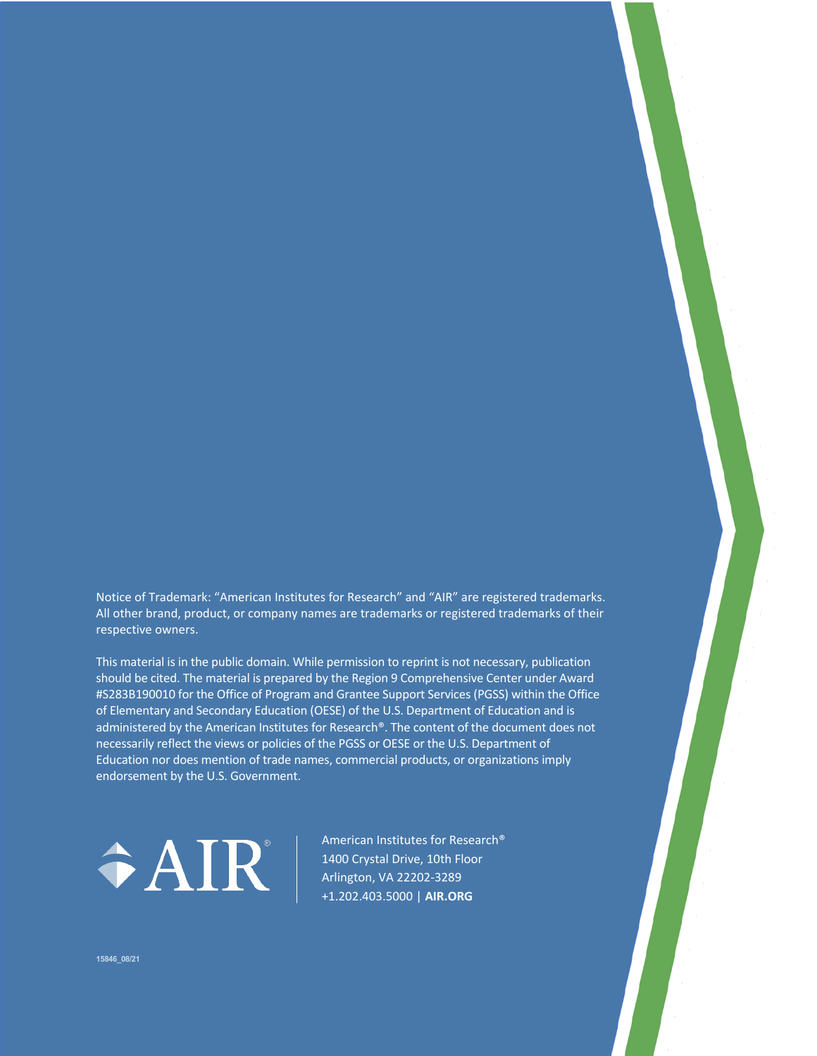Notice of Trademark: “American Institutes for Research” and “AIR” are registered trademarks. All other brand, product, or company names are trademarks or registered trademarks of their respective owners.

This material is in the public domain. While permission to reprint is not necessary, publication should be cited. The material is prepared by the Region 9 Comprehensive Center under Award #S283B190010 for the Office of Program and Grantee Support Services (PGSS) within the Office of Elementary and Secondary Education (OESE) of the U.S. Department of Education and is administered by the American Institutes for Research®. The content of the document does not necessarily reflect the views or policies of the PGSS or OESE or the U.S. Department of Education nor does mention of trade names, commercial products, or organizations imply endorsement by the U.S. Government.

AIR®

American Institutes for Research®
1400 Crystal Drive, 10th Floor
Arlington, VA 22202-3289
+1.202.403.5000 | **AIR.ORG**

15846_08/21